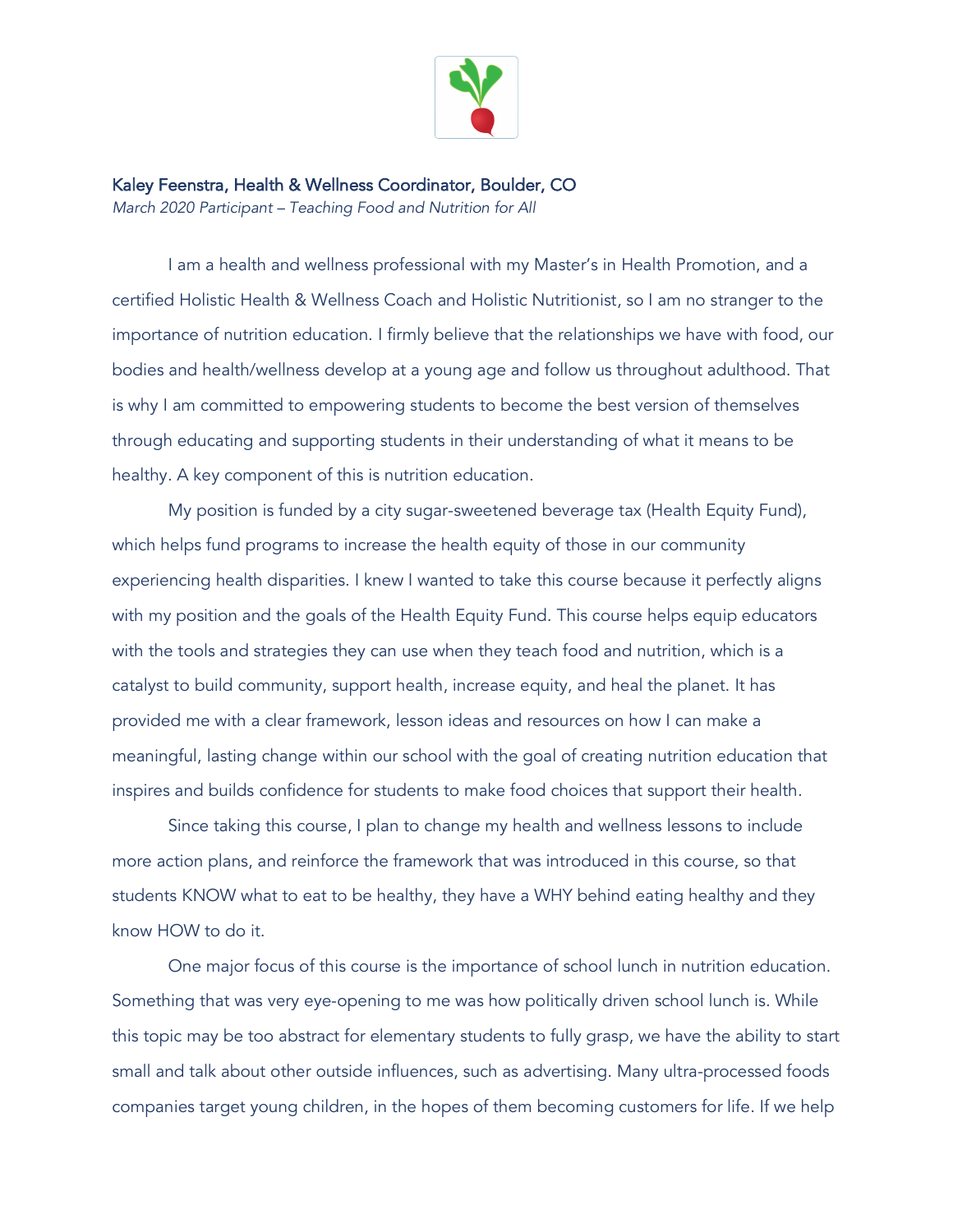Kaley Feenstra, Health & Wellness Coordinator, Boulder, CO

*March 2020 Participant – Teaching Food and Nutrition for All*

I am a health and wellness professional with my Master's in Health Promotion, and a certified Holistic Health & Wellness Coach and Holistic Nutritionist, so I am no stranger to the importance of nutrition education. I firmly believe that the relationships we have with food, our bodies and health/wellness develop at a young age and follow us throughout adulthood. That is why I am committed to empowering students to become the best version of themselves through educating and supporting students in their understanding of what it means to be healthy. A key component of this is nutrition education.

My position is funded by a city sugar-sweetened beverage tax (Health Equity Fund), which helps fund programs to increase the health equity of those in our community experiencing health disparities. I knew I wanted to take this course because it perfectly aligns with my position and the goals of the Health Equity Fund. This course helps equip educators with the tools and strategies they can use when they teach food and nutrition, which is a catalyst to build community, support health, increase equity, and heal the planet. It has provided me with a clear framework, lesson ideas and resources on how I can make a meaningful, lasting change within our school with the goal of creating nutrition education that inspires and builds confidence for students to make food choices that support their health.

Since taking this course, I plan to change my health and wellness lessons to include more action plans, and reinforce the framework that was introduced in this course, so that students KNOW what to eat to be healthy, they have a WHY behind eating healthy and they know HOW to do it.

One major focus of this course is the importance of school lunch in nutrition education. Something that was very eye-opening to me was how politically driven school lunch is. While this topic may be too abstract for elementary students to fully grasp, we have the ability to start small and talk about other outside influences, such as advertising. Many ultra-processed foods companies target young children, in the hopes of them becoming customers for life. If we help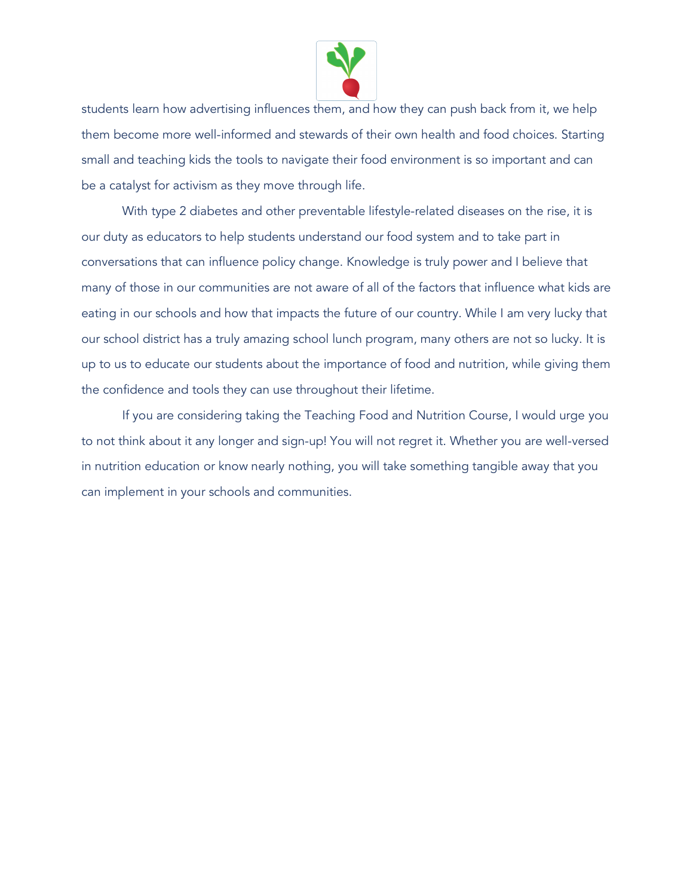students learn how advertising influences them, and how they can push back from it, we help them become more well-informed and stewards of their own health and food choices. Starting small and teaching kids the tools to navigate their food environment is so important and can be a catalyst for activism as they move through life.

With type 2 diabetes and other preventable lifestyle-related diseases on the rise, it is our duty as educators to help students understand our food system and to take part in conversations that can influence policy change. Knowledge is truly power and I believe that many of those in our communities are not aware of all of the factors that influence what kids are eating in our schools and how that impacts the future of our country. While I am very lucky that our school district has a truly amazing school lunch program, many others are not so lucky. It is up to us to educate our students about the importance of food and nutrition, while giving them the confidence and tools they can use throughout their lifetime.

If you are considering taking the Teaching Food and Nutrition Course, I would urge you to not think about it any longer and sign-up! You will not regret it. Whether you are well-versed in nutrition education or know nearly nothing, you will take something tangible away that you can implement in your schools and communities.